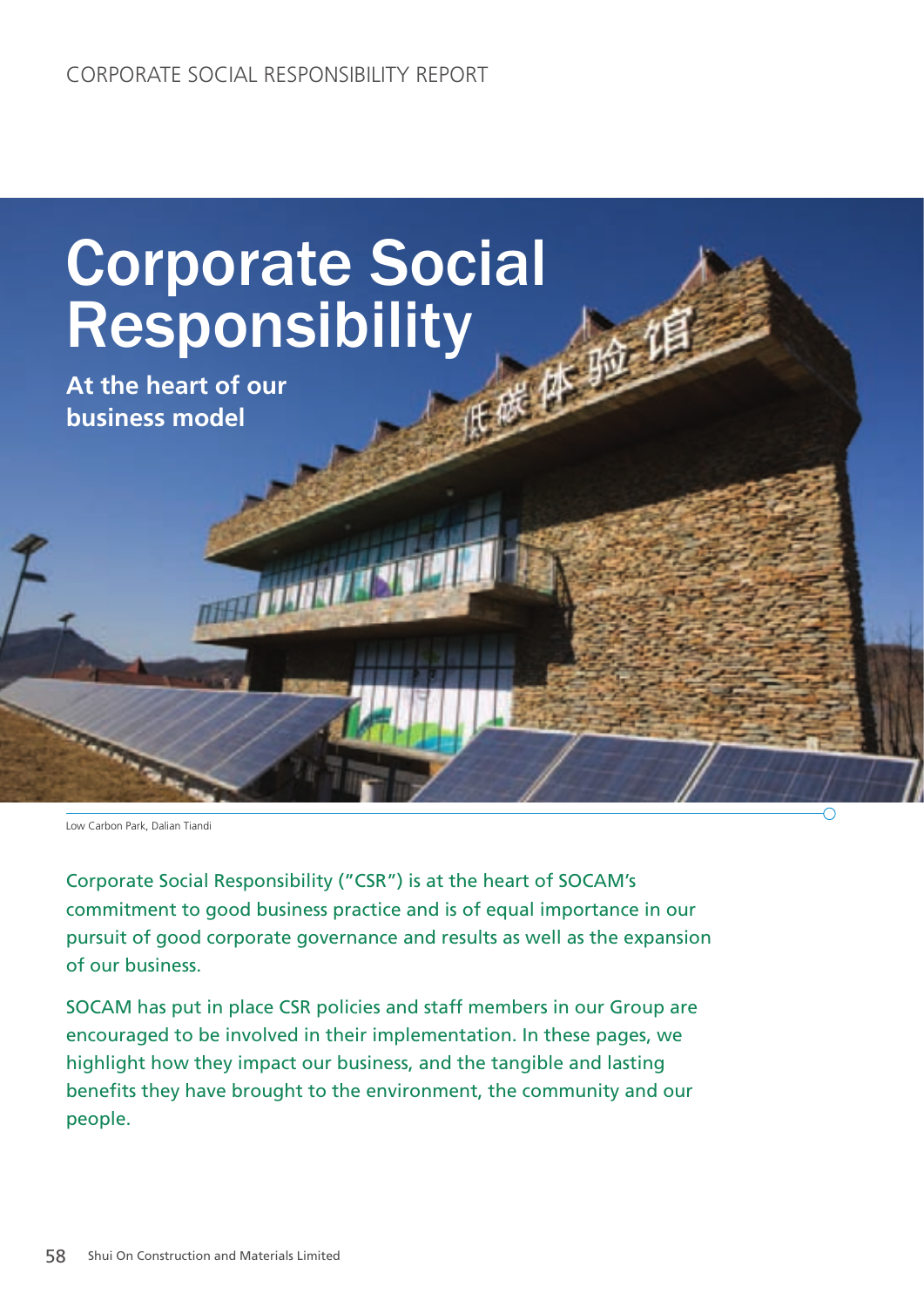# Corporate Social Responsibility

## At the heart of our business model

Low Carbon Park, Dalian Tiandi

Corporate Social Responsibility ("CSR") is at the heart of SOCAM's commitment to good business practice and is of equal importance in our pursuit of good corporate governance and results as well as the expansion of our business.

SOCAM has put in place CSR policies and staff members in our Group are encouraged to be involved in their implementation. In these pages, we highlight how they impact our business, and the tangible and lasting benefits they have brought to the environment, the community and our people.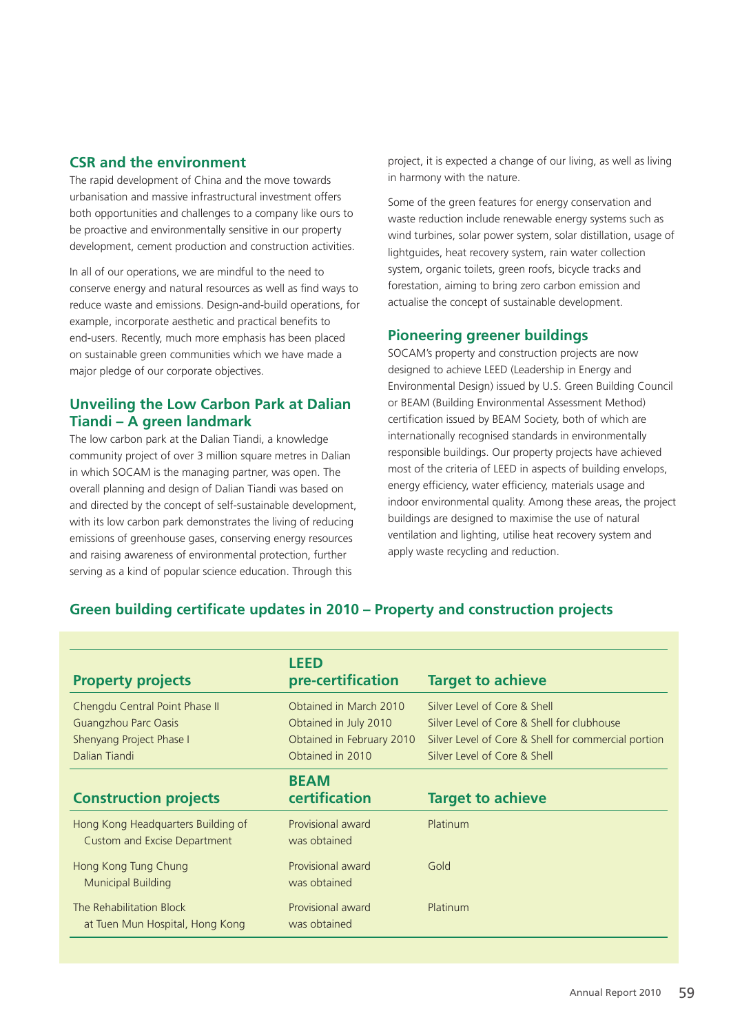## CSR and the environment

The rapid development of China and the move towards urbanisation and massive infrastructural investment offers both opportunities and challenges to a company like ours to be proactive and environmentally sensitive in our property development, cement production and construction activities.

In all of our operations, we are mindful to the need to conserve energy and natural resources as well as find ways to reduce waste and emissions. Design-and-build operations, for example, incorporate aesthetic and practical benefits to end-users. Recently, much more emphasis has been placed on sustainable green communities which we have made a major pledge of our corporate objectives.

## Unveiling the Low Carbon Park at Dalian Tiandi – A green landmark

The low carbon park at the Dalian Tiandi, a knowledge community project of over 3 million square metres in Dalian in which SOCAM is the managing partner, was open. The overall planning and design of Dalian Tiandi was based on and directed by the concept of self-sustainable development, with its low carbon park demonstrates the living of reducing emissions of greenhouse gases, conserving energy resources and raising awareness of environmental protection, further serving as a kind of popular science education. Through this project, it is expected a change of our living, as well as living in harmony with the nature.

Some of the green features for energy conservation and waste reduction include renewable energy systems such as wind turbines, solar power system, solar distillation, usage of lightguides, heat recovery system, rain water collection system, organic toilets, green roofs, bicycle tracks and forestation, aiming to bring zero carbon emission and actualise the concept of sustainable development.

## Pioneering greener buildings

SOCAM's property and construction projects are now designed to achieve LEED (Leadership in Energy and Environmental Design) issued by U.S. Green Building Council or BEAM (Building Environmental Assessment Method) certification issued by BEAM Society, both of which are internationally recognised standards in environmentally responsible buildings. Our property projects have achieved most of the criteria of LEED in aspects of building envelops, energy efficiency, water efficiency, materials usage and indoor environmental quality. Among these areas, the project buildings are designed to maximise the use of natural ventilation and lighting, utilise heat recovery system and apply waste recycling and reduction.

## Green building certificate updates in 2010 – Property and construction projects

| Property projects | LEED pre-certification | Target to achieve |
|---|---|---|
| Chengdu Central Point Phase II | Obtained in March 2010 | Silver Level of Core & Shell |
| Guangzhou Parc Oasis | Obtained in July 2010 | Silver Level of Core & Shell for clubhouse |
| Shenyang Project Phase I | Obtained in February 2010 | Silver Level of Core & Shell for commercial portion |
| Dalian Tiandi | Obtained in 2010 | Silver Level of Core & Shell |
| **Construction projects** | **BEAM certification** | **Target to achieve** |
| Hong Kong Headquarters Building of Custom and Excise Department | Provisional award was obtained | Platinum |
| Hong Kong Tung Chung Municipal Building | Provisional award was obtained | Gold |
| The Rehabilitation Block at Tuen Mun Hospital, Hong Kong | Provisional award was obtained | Platinum |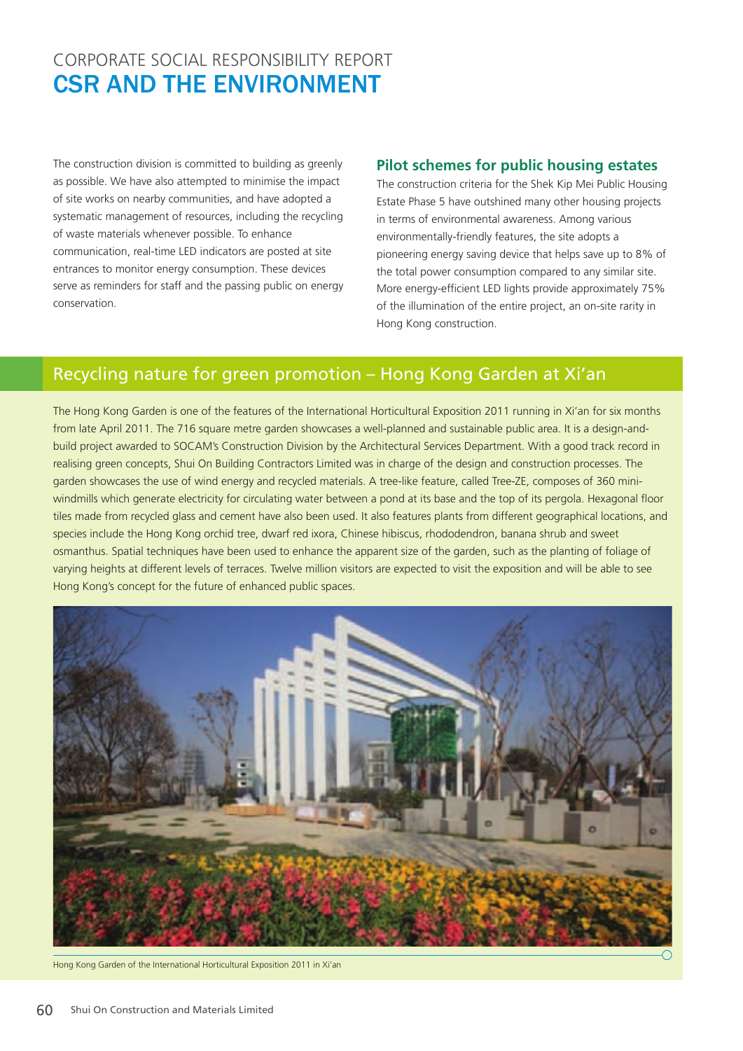# CORPORATE SOCIAL RESPONSIBILITY REPORT
## CSR AND THE ENVIRONMENT

The construction division is committed to building as greenly as possible. We have also attempted to minimise the impact of site works on nearby communities, and have adopted a systematic management of resources, including the recycling of waste materials whenever possible. To enhance communication, real-time LED indicators are posted at site entrances to monitor energy consumption. These devices serve as reminders for staff and the passing public on energy conservation.

### Pilot schemes for public housing estates

The construction criteria for the Shek Kip Mei Public Housing Estate Phase 5 have outshined many other housing projects in terms of environmental awareness. Among various environmentally-friendly features, the site adopts a pioneering energy saving device that helps save up to 8% of the total power consumption compared to any similar site. More energy-efficient LED lights provide approximately 75% of the illumination of the entire project, an on-site rarity in Hong Kong construction.

## Recycling nature for green promotion – Hong Kong Garden at Xi'an

The Hong Kong Garden is one of the features of the International Horticultural Exposition 2011 running in Xi'an for six months from late April 2011. The 716 square metre garden showcases a well-planned and sustainable public area. It is a design-and-build project awarded to SOCAM's Construction Division by the Architectural Services Department. With a good track record in realising green concepts, Shui On Building Contractors Limited was in charge of the design and construction processes. The garden showcases the use of wind energy and recycled materials. A tree-like feature, called Tree-ZE, composes of 360 mini-windmills which generate electricity for circulating water between a pond at its base and the top of its pergola. Hexagonal floor tiles made from recycled glass and cement have also been used. It also features plants from different geographical locations, and species include the Hong Kong orchid tree, dwarf red ixora, Chinese hibiscus, rhododendron, banana shrub and sweet osmanthus. Spatial techniques have been used to enhance the apparent size of the garden, such as the planting of foliage of varying heights at different levels of terraces. Twelve million visitors are expected to visit the exposition and will be able to see Hong Kong's concept for the future of enhanced public spaces.

Hong Kong Garden of the International Horticultural Exposition 2011 in Xi'an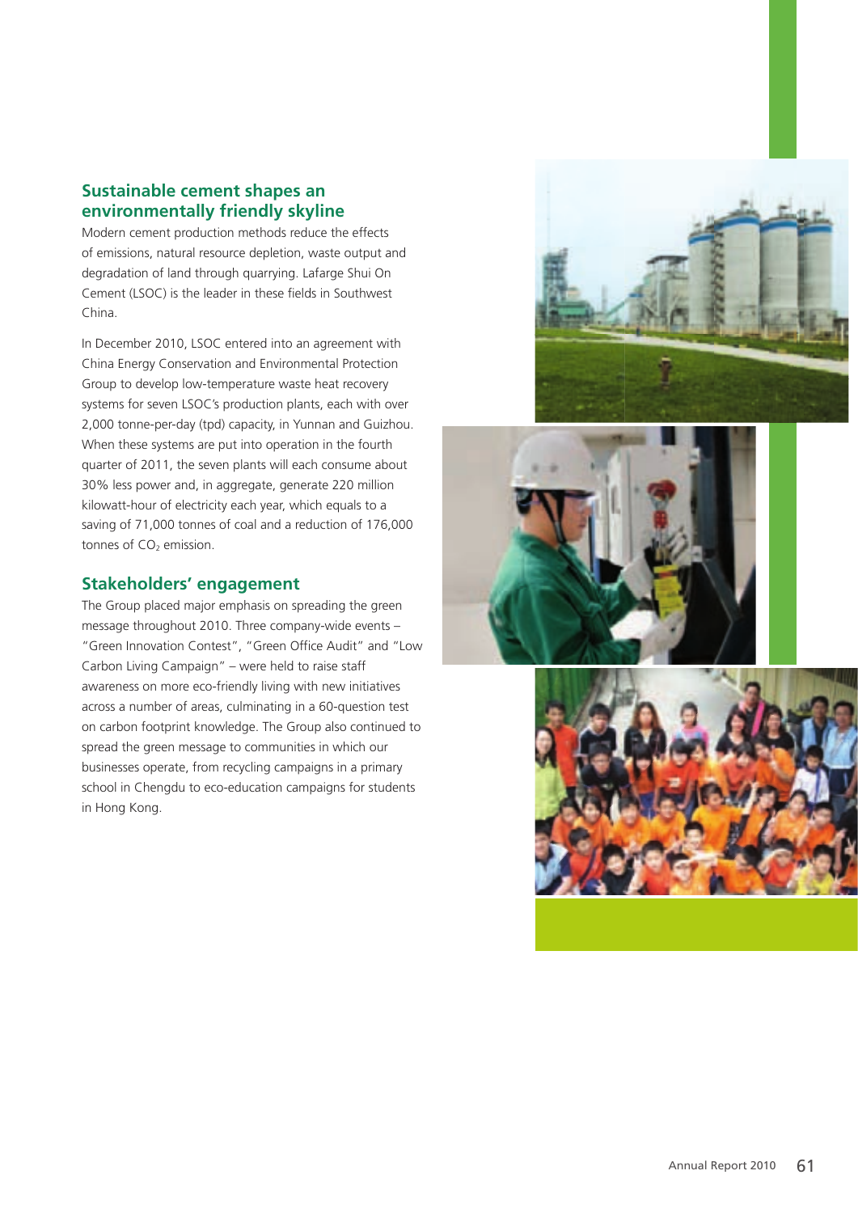## Sustainable cement shapes an environmentally friendly skyline

Modern cement production methods reduce the effects of emissions, natural resource depletion, waste output and degradation of land through quarrying. Lafarge Shui On Cement (LSOC) is the leader in these fields in Southwest China.

In December 2010, LSOC entered into an agreement with China Energy Conservation and Environmental Protection Group to develop low-temperature waste heat recovery systems for seven LSOC's production plants, each with over 2,000 tonne-per-day (tpd) capacity, in Yunnan and Guizhou. When these systems are put into operation in the fourth quarter of 2011, the seven plants will each consume about 30% less power and, in aggregate, generate 220 million kilowatt-hour of electricity each year, which equals to a saving of 71,000 tonnes of coal and a reduction of 176,000 tonnes of $CO_2$ emission.

## Stakeholders' engagement

The Group placed major emphasis on spreading the green message throughout 2010. Three company-wide events – "Green Innovation Contest", "Green Office Audit" and "Low Carbon Living Campaign" – were held to raise staff awareness on more eco-friendly living with new initiatives across a number of areas, culminating in a 60-question test on carbon footprint knowledge. The Group also continued to spread the green message to communities in which our businesses operate, from recycling campaigns in a primary school in Chengdu to eco-education campaigns for students in Hong Kong.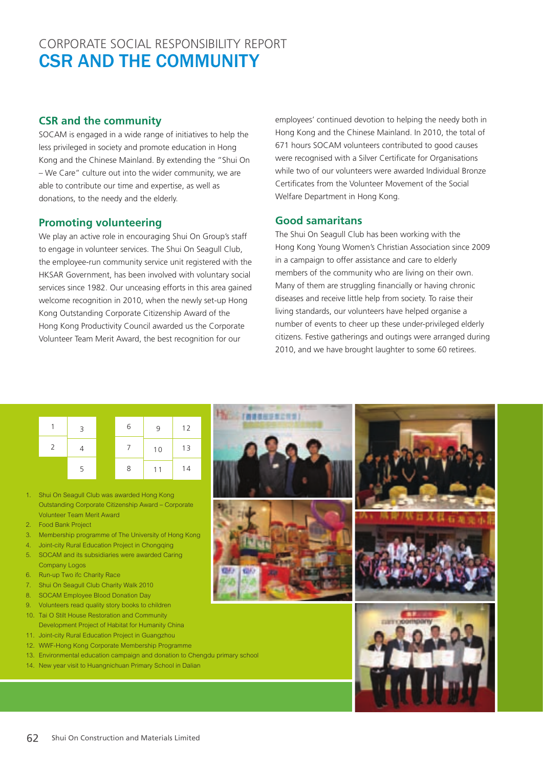# CORPORATE SOCIAL RESPONSIBILITY REPORT
# CSR AND THE COMMUNITY

## CSR and the community

SOCAM is engaged in a wide range of initiatives to help the less privileged in society and promote education in Hong Kong and the Chinese Mainland. By extending the "Shui On – We Care" culture out into the wider community, we are able to contribute our time and expertise, as well as donations, to the needy and the elderly.

## Promoting volunteering

We play an active role in encouraging Shui On Group's staff to engage in volunteer services. The Shui On Seagull Club, the employee-run community service unit registered with the HKSAR Government, has been involved with voluntary social services since 1982. Our unceasing efforts in this area gained welcome recognition in 2010, when the newly set-up Hong Kong Outstanding Corporate Citizenship Award of the Hong Kong Productivity Council awarded us the Corporate Volunteer Team Merit Award, the best recognition for our employees' continued devotion to helping the needy both in Hong Kong and the Chinese Mainland. In 2010, the total of 671 hours SOCAM volunteers contributed to good causes were recognised with a Silver Certificate for Organisations while two of our volunteers were awarded Individual Bronze Certificates from the Volunteer Movement of the Social Welfare Department in Hong Kong.

## Good samaritans

The Shui On Seagull Club has been working with the Hong Kong Young Women's Christian Association since 2009 in a campaign to offer assistance and care to elderly members of the community who are living on their own. Many of them are struggling financially or having chronic diseases and receive little help from society. To raise their living standards, our volunteers have helped organise a number of events to cheer up these under-privileged elderly citizens. Festive gatherings and outings were arranged during 2010, and we have brought laughter to some 60 retirees.

| 1 | 3 |
|---|---|
| 2 | 4 |
| | 5 |

| 6 | 9 | 12 |
|---|---|---|
| 7 | 10 | 13 |
| 8 | 11 | 14 |

1. Shui On Seagull Club was awarded Hong Kong Outstanding Corporate Citizenship Award – Corporate Volunteer Team Merit Award
2. Food Bank Project
3. Membership programme of The University of Hong Kong
4. Joint-city Rural Education Project in Chongqing
5. SOCAM and its subsidiaries were awarded Caring Company Logos
6. Run-up Two ifc Charity Race
7. Shui On Seagull Club Charity Walk 2010
8. SOCAM Employee Blood Donation Day
9. Volunteers read quality story books to children
10. Tai O Stilt House Restoration and Community Development Project of Habitat for Humanity China
11. Joint-city Rural Education Project in Guangzhou
12. WWF-Hong Kong Corporate Membership Programme
13. Environmental education campaign and donation to Chengdu primary school
14. New year visit to Huangnichuan Primary School in Dalian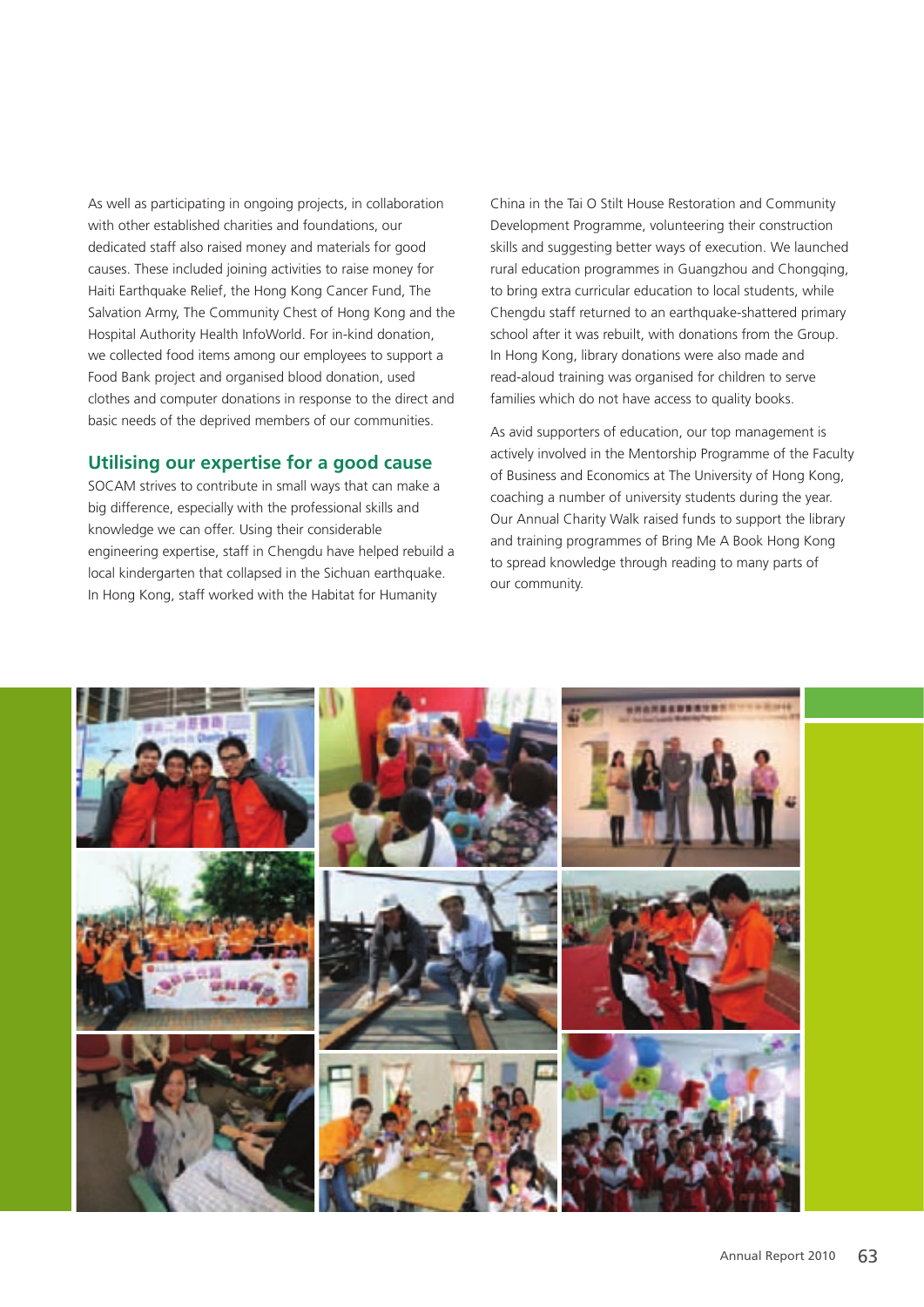As well as participating in ongoing projects, in collaboration with other established charities and foundations, our dedicated staff also raised money and materials for good causes. These included joining activities to raise money for Haiti Earthquake Relief, the Hong Kong Cancer Fund, The Salvation Army, The Community Chest of Hong Kong and the Hospital Authority Health InfoWorld. For in-kind donation, we collected food items among our employees to support a Food Bank project and organised blood donation, used clothes and computer donations in response to the direct and basic needs of the deprived members of our communities.

## Utilising our expertise for a good cause

SOCAM strives to contribute in small ways that can make a big difference, especially with the professional skills and knowledge we can offer. Using their considerable engineering expertise, staff in Chengdu have helped rebuild a local kindergarten that collapsed in the Sichuan earthquake. In Hong Kong, staff worked with the Habitat for Humanity China in the Tai O Stilt House Restoration and Community Development Programme, volunteering their construction skills and suggesting better ways of execution. We launched rural education programmes in Guangzhou and Chongqing, to bring extra curricular education to local students, while Chengdu staff returned to an earthquake-shattered primary school after it was rebuilt, with donations from the Group. In Hong Kong, library donations were also made and read-aloud training was organised for children to serve families which do not have access to quality books.

As avid supporters of education, our top management is actively involved in the Mentorship Programme of the Faculty of Business and Economics at The University of Hong Kong, coaching a number of university students during the year. Our Annual Charity Walk raised funds to support the library and training programmes of Bring Me A Book Hong Kong to spread knowledge through reading to many parts of our community.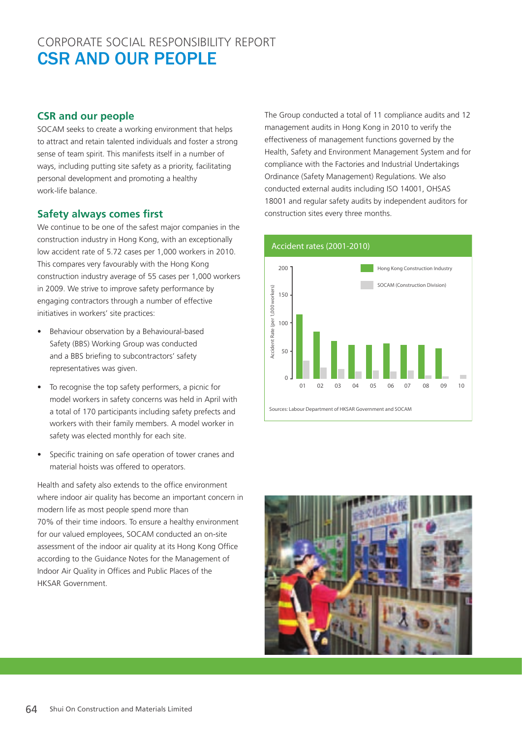# CORPORATE SOCIAL RESPONSIBILITY REPORT
# CSR AND OUR PEOPLE

## CSR and our people

SOCAM seeks to create a working environment that helps to attract and retain talented individuals and foster a strong sense of team spirit. This manifests itself in a number of ways, including putting site safety as a priority, facilitating personal development and promoting a healthy work-life balance.

## Safety always comes first

We continue to be one of the safest major companies in the construction industry in Hong Kong, with an exceptionally low accident rate of 5.72 cases per 1,000 workers in 2010. This compares very favourably with the Hong Kong construction industry average of 55 cases per 1,000 workers in 2009. We strive to improve safety performance by engaging contractors through a number of effective initiatives in workers' site practices:

- Behaviour observation by a Behavioural-based Safety (BBS) Working Group was conducted and a BBS briefing to subcontractors' safety representatives was given.
- To recognise the top safety performers, a picnic for model workers in safety concerns was held in April with a total of 170 participants including safety prefects and workers with their family members. A model worker in safety was elected monthly for each site.
- Specific training on safe operation of tower cranes and material hoists was offered to operators.

Health and safety also extends to the office environment where indoor air quality has become an important concern in modern life as most people spend more than 70% of their time indoors. To ensure a healthy environment for our valued employees, SOCAM conducted an on-site assessment of the indoor air quality at its Hong Kong Office according to the Guidance Notes for the Management of Indoor Air Quality in Offices and Public Places of the HKSAR Government.

The Group conducted a total of 11 compliance audits and 12 management audits in Hong Kong in 2010 to verify the effectiveness of management functions governed by the Health, Safety and Environment Management System and for compliance with the Factories and Industrial Undertakings Ordinance (Safety Management) Regulations. We also conducted external audits including ISO 14001, OHSAS 18001 and regular safety audits by independent auditors for construction sites every three months.

Accident rates (2001-2010)

Sources: Labour Department of HKSAR Government and SOCAM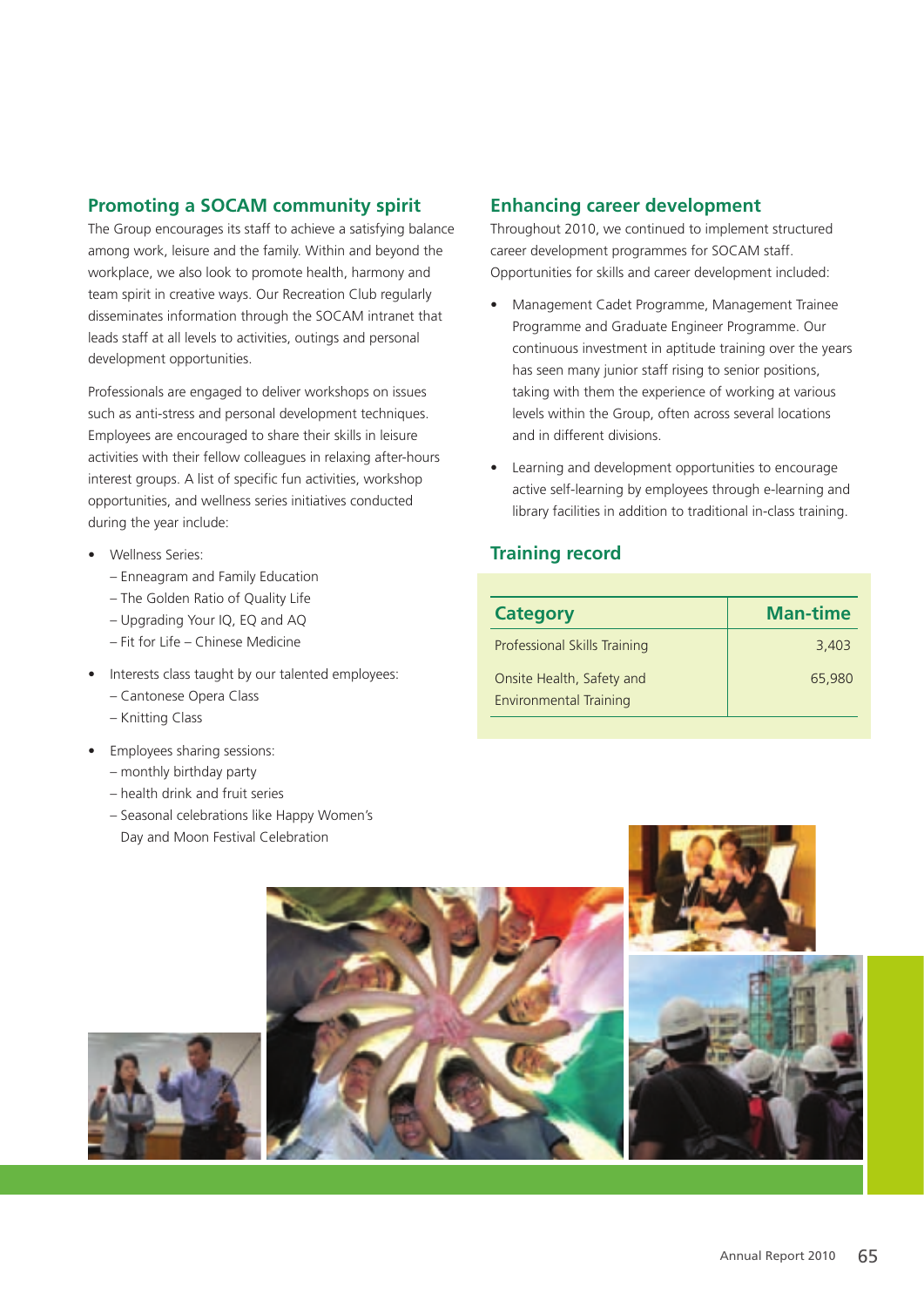## Promoting a SOCAM community spirit

The Group encourages its staff to achieve a satisfying balance among work, leisure and the family. Within and beyond the workplace, we also look to promote health, harmony and team spirit in creative ways. Our Recreation Club regularly disseminates information through the SOCAM intranet that leads staff at all levels to activities, outings and personal development opportunities.

Professionals are engaged to deliver workshops on issues such as anti-stress and personal development techniques. Employees are encouraged to share their skills in leisure activities with their fellow colleagues in relaxing after-hours interest groups. A list of specific fun activities, workshop opportunities, and wellness series initiatives conducted during the year include:

- Wellness Series:
  - Enneagram and Family Education
  - The Golden Ratio of Quality Life
  - Upgrading Your IQ, EQ and AQ
  - Fit for Life – Chinese Medicine
- Interests class taught by our talented employees:
  - Cantonese Opera Class
  - Knitting Class
- Employees sharing sessions:
  - monthly birthday party
  - health drink and fruit series
  - Seasonal celebrations like Happy Women's Day and Moon Festival Celebration

## Enhancing career development

Throughout 2010, we continued to implement structured career development programmes for SOCAM staff. Opportunities for skills and career development included:

- Management Cadet Programme, Management Trainee Programme and Graduate Engineer Programme. Our continuous investment in aptitude training over the years has seen many junior staff rising to senior positions, taking with them the experience of working at various levels within the Group, often across several locations and in different divisions.
- Learning and development opportunities to encourage active self-learning by employees through e-learning and library facilities in addition to traditional in-class training.

## Training record

| Category | Man-time |
|---|---|
| Professional Skills Training | 3,403 |
| Onsite Health, Safety and Environmental Training | 65,980 |